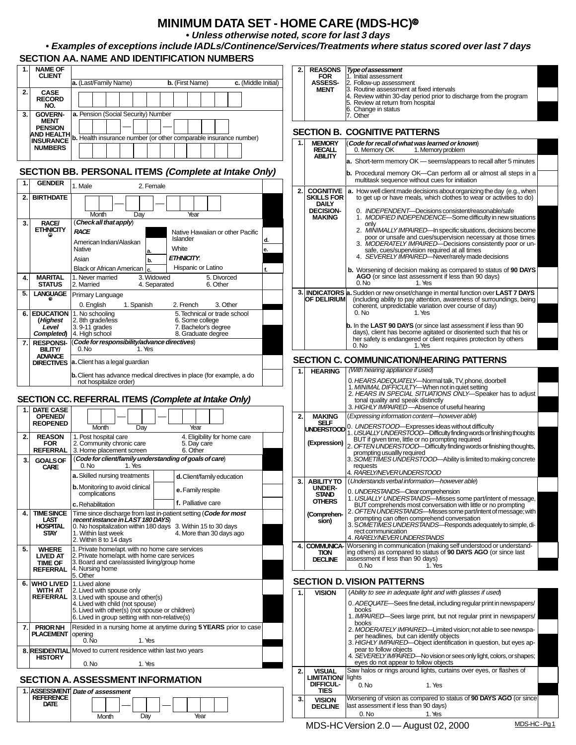# MINIMUM DATA SET - HOME CARE (MDS-HC)©

***• Unless otherwise noted, score for last 3 days***

***• Examples of exceptions include IADLs/Continence/Services/Treatments where status scored over last 7 days***

## SECTION AA. NAME AND IDENTIFICATION NUMBERS

| | | |
|---|---|---|
| 1. | NAME OF CLIENT | a. (Last/Family Name) b. (First Name) c. (Middle Initial) |
| 2. | CASE RECORD NO. | |
| 3. | GOVERNMENT PENSION AND HEALTH INSURANCE NUMBERS | a. Pension (Social Security) Number<br>b. Health insurance number (or other comparable insurance number) |

## SECTION BB. PERSONAL ITEMS *(Complete at Intake Only)*

| | | | |
|---|---|---|---|
| 1. | GENDER | 1. Male 2. Female | |
| 2. | BIRTHDATE | Month — Day — Year | |
| 3. | RACE/ ETHNICITY © | (*Check all that apply*)<br>***RACE***<br>American Indian/Alaskan Native a.<br>Asian b.<br>Black or African American c.<br>Native Hawaiian or other Pacific Islander d.<br>White e.<br>***ETHNICITY***:<br>Hispanic or Latino f. | |
| 4. | MARITAL STATUS | 1. Never married 2. Married 3. Widowed 4. Separated 5. Divorced 6. Other | |
| 5. | LANGUAGE © | Primary Language<br>0. English 1. Spanish 2. French 3. Other | |
| 6. | EDUCATION (*Highest Level Completed*) | 1. No schooling 2. 8th grade/less 3. 9-11 grades 4. High school 5. Technical or trade school 6. Some college 7. Bachelor's degree 8. Graduate degree | |
| 7. | RESPONSIBILITY/ ADVANCE DIRECTIVES | (*Code for responsibility/advance directives*)<br>0. No 1. Yes | |
| | | a. Client has a legal guardian | |
| | | b. Client has advance medical directives in place (for example, a do not hospitalize order) | |

## SECTION CC. REFERRAL ITEMS *(Complete at Intake Only)*

| | | | |
|---|---|---|---|
| 1. | DATE CASE OPENED/ REOPENED | Month — Day — Year | |
| 2. | REASON FOR REFERRAL | 1. Post hospital care 2. Community chronic care 3. Home placement screen 4. Eligibility for home care 5. Day care 6. Other | |
| 3. | GOALS OF CARE | (*Code for client/family understanding of goals of care*)<br>0. No 1. Yes | |
| | | a. Skilled nursing treatments | |
| | | b. Monitoring to avoid clinical complications | |
| | | c. Rehabilitation | |
| | | d. Client/family education | |
| | | e. Family respite | |
| | | f. Palliative care | |
| 4. | TIME SINCE LAST HOSPITAL STAY | Time since discharge from last in-patient setting (*Code for most recent instance in LAST 180 DAYS*)<br>0. No hospitalization within 180 days 1. Within last week 2. Within 8 to 14 days 3. Within 15 to 30 days 4. More than 30 days ago | |
| 5. | WHERE LIVED AT TIME OF REFERRAL | 1. Private home/apt. with no home care services<br>2. Private home/apt. with home care services<br>3. Board and care/assisted living/group home<br>4. Nursing home<br>5. Other | |
| 6. | WHO LIVED WITH AT REFERRAL | 1. Lived alone<br>2. Lived with spouse only<br>3. Lived with spouse and other(s)<br>4. Lived with child (not spouse)<br>5. Lived with other(s) (not spouse or children)<br>6. Lived in group setting with non-relative(s) | |
| 7. | PRIOR NH PLACEMENT | Resided in a nursing home at anytime during **5 YEARS** prior to case opening<br>0. No 1. Yes | |
| 8. | RESIDENTIAL HISTORY | Moved to current residence within last two years<br>0. No 1. Yes | |

## SECTION A. ASSESSMENT INFORMATION

| | | |
|---|---|---|
| 1. | ASSESSMENT REFERENCE DATE | *Date of assessment*<br>Month — Day — Year |
| 2. | REASONS FOR ASSESSMENT | *Type of assessment*<br>1. Initial assessment<br>2. Follow-up assessment<br>3. Routine assessment at fixed intervals<br>4. Review within 30-day period prior to discharge from the program<br>5. Review at return from hospital<br>6. Change in status<br>7. Other |

## SECTION B. COGNITIVE PATTERNS

| | | | |
|---|---|---|---|
| 1. | MEMORY RECALL ABILITY | (*Code for recall of what was learned or known*)<br>0. Memory OK 1. Memory problem | |
| | | a. Short-term memory OK — seems/appears to recall after 5 minutes | |
| | | b. Procedural memory OK—Can perform all or almost all steps in a multitask sequence without cues for initiation | |
| 2. | COGNITIVE SKILLS FOR DAILY DECISION-MAKING | a. How well client made decisions about organizing the day (e.g., when to get up or have meals, which clothes to wear or activities to do)<br>0. *INDEPENDENT*—Decisions consistent/reasonable/safe<br>1. *MODIFIED INDEPENDENCE*—Some difficulty in new situations only<br>2. *MINIMALLY IMPAIRED*—In specific situations, decisions become poor or unsafe and cues/supervision necessary at those times<br>3. *MODERATELY IMPAIRED*—Decisions consistently poor or unsafe, cues/supervision required at all times<br>4. *SEVERELY IMPAIRED*—Never/rarely made decisions | |
| | | b. Worsening of decision making as compared to status of **90 DAYS AGO** (or since last assessment if less than 90 days)<br>0. No 1. Yes | |
| 3. | INDICATORS OF DELIRIUM | a. Sudden or new onset/change in mental function over **LAST 7 DAYS** (including ability to pay attention, awareness of surroundings, being coherent, unpredictable variation over course of day)<br>0. No 1. Yes | |
| | | b. In the **LAST 90 DAYS** (or since last assessment if less than 90 days), client has become agitated or disoriented such that his or her safety is endangered or client requires protection by others<br>0. No 1. Yes | |

## SECTION C. COMMUNICATION/HEARING PATTERNS

| | | | |
|---|---|---|---|
| 1. | HEARING | (*With hearing appliance if used*)<br>0. *HEARS ADEQUATELY*—Normal talk, TV, phone, doorbell<br>1. *MINIMAL DIFFICULTY*—When not in quiet setting<br>2. *HEARS IN SPECIAL SITUATIONS ONLY*—Speaker has to adjust tonal quality and speak distinctly<br>3. *HIGHLY IMPAIRED*—Absence of useful hearing | |
| 2. | MAKING SELF UNDERSTOOD (Expression) | (*Expressing information content—however able*)<br>0. *UNDERSTOOD*—Expresses ideas without difficulty<br>1. *USUALLY UNDERSTOOD*—Difficulty finding words or finishing thoughts BUT if given time, little or no prompting required<br>2. *OFTEN UNDERSTOOD*—Difficulty finding words or finishing thoughts, prompting usuallly required<br>3. *SOMETIMES UNDERSTOOD*—Ability is limited to making concrete requests<br>4. *RARELY/NEVER UNDERSTOOD* | |
| 3. | ABILITY TO UNDERSTAND OTHERS (Comprehension) | (*Understands verbal information—however able*)<br>0. *UNDERSTANDS*—Clear comprehension<br>1. *USUALLY UNDERSTANDS*—Misses some part/intent of message, BUT comprehends most conversation with little or no prompting<br>2. *OFTEN UNDERSTANDS*—Misses some part/intent of message; with prompting can often comprehend conversation<br>3. *SOMETIMES UNDERSTANDS*—Responds adequately to simple, direct communication<br>4. *RARELY/NEVER UNDERSTANDS* | |
| 4. | COMMUNICATION DECLINE | Worsening in communication (making self understood or understanding others) as compared to status of **90 DAYS AGO** (or since last assessment if less than 90 days)<br>0. No 1. Yes | |

## SECTION D. VISION PATTERNS

| | | | |
|---|---|---|---|
| 1. | VISION | (*Ability to see in adequate light and with glasses if used*)<br>0. *ADEQUATE*—Sees fine detail, including regular print in newspapers/books<br>1. *IMPAIRED*—Sees large print, but not regular print in newspapers/books<br>2. *MODERATELY IMPAIRED*—Limited vision; not able to see newspaper headlines, but can identify objects<br>3. *HIGHLY IMPAIRED*—Object identification in question, but eyes appear to follow objects<br>4. *SEVERELY IMPAIRED*—No vision or sees only light, colors, or shapes; eyes do not appear to follow objects | |
| 2. | VISUAL LIMITATION/ DIFFICULTIES | Saw halos or rings around lights, curtains over eyes, or flashes of lights<br>0. No 1. Yes | |
| 3. | VISION DECLINE | Worsening of vision as compared to status of **90 DAYS AGO** (or since last assessment if less than 90 days)<br>0. No 1. Yes | |

MDS-HC Version 2.0 — August 02, 2000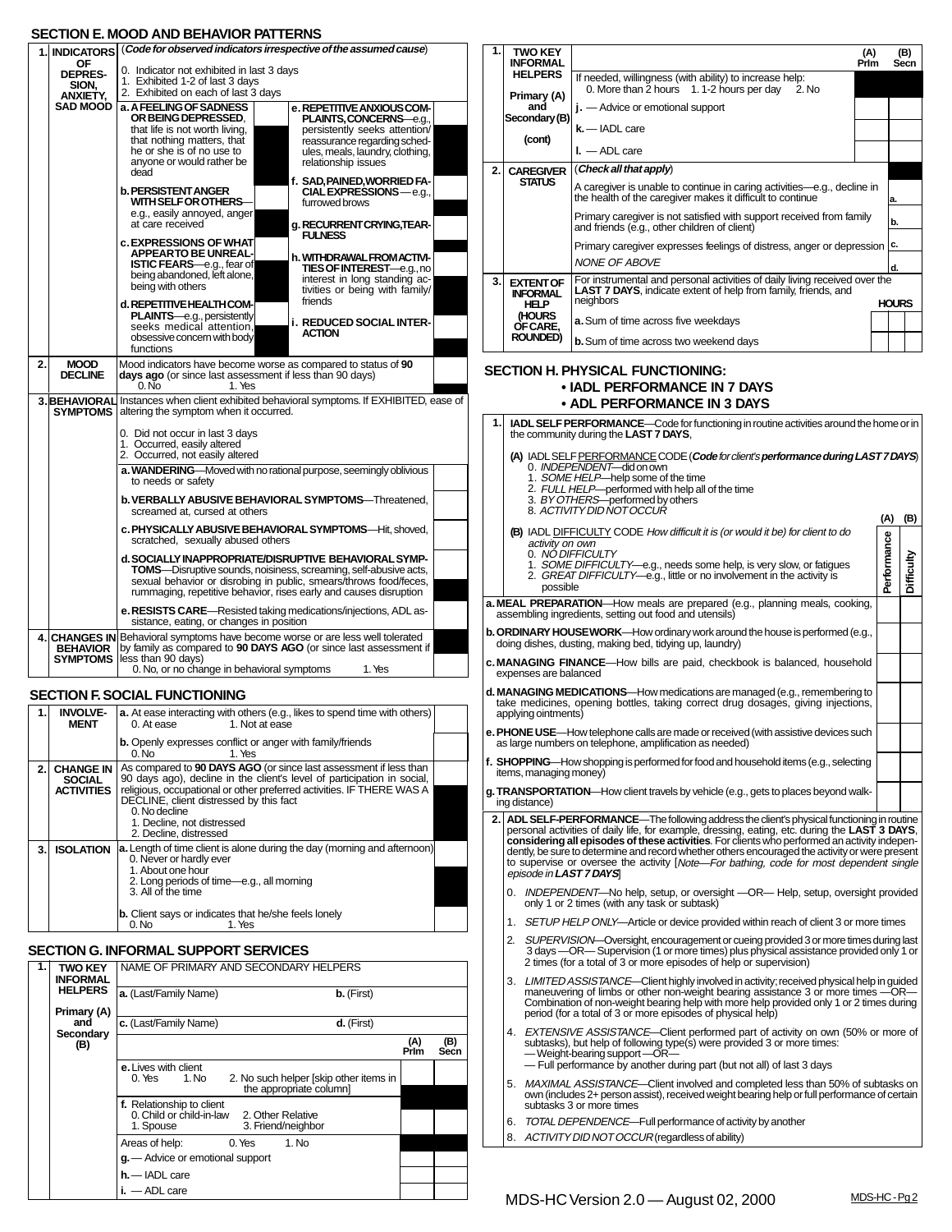## SECTION E. MOOD AND BEHAVIOR PATTERNS

| | | | | |
|---|---|---|---|---|
| 1. | INDICATORS OF DEPRESSION, ANXIETY, SAD MOOD | (*Code for observed indicators irrespective of the assumed cause*)<br>0. Indicator not exhibited in last 3 days<br>1. Exhibited 1-2 of last 3 days<br>2. Exhibited on each of last 3 days | | |
| | | **a. A FEELING OF SADNESS OR BEING DEPRESSED**, that life is not worth living, that nothing matters, that he or she is of no use to anyone or would rather be dead | **e. REPETITIVE ANXIOUS COMPLAINTS, CONCERNS**—e.g., persistently seeks attention/reassurance regarding schedules, meals, laundry, clothing, relationship issues | |
| | | **b. PERSISTENT ANGER WITH SELF OR OTHERS**—e.g., easily annoyed, anger at care received | **f. SAD, PAINED, WORRIED FACIAL EXPRESSIONS**—e.g., furrowed brows | |
| | | **c. EXPRESSIONS OF WHAT APPEAR TO BE UNREALISTIC FEARS**—e.g., fear of being abandoned, left alone, being with others | **g. RECURRENT CRYING, TEARFULNESS** | |
| | | **d. REPETITIVE HEALTH COMPLAINTS**—e.g., persistently seeks medical attention, obsessive concern with body functions | **h. WITHDRAWAL FROM ACTIVITIES OF INTEREST**—e.g., no interest in long standing activities or being with family/friends | |
| | | | **i. REDUCED SOCIAL INTERACTION** | |
| 2. | MOOD DECLINE | Mood indicators have become worse as compared to status of **90 days ago** (or since last assessment if less than 90 days)<br>0. No 1. Yes | | |
| 3. | BEHAVIORAL SYMPTOMS | Instances when client exhibited behavioral symptoms. If EXHIBITED, ease of altering the symptom when it occurred.<br>0. Did not occur in last 3 days<br>1. Occurred, easily altered<br>2. Occurred, not easily altered | | |
| | | **a. WANDERING**—Moved with no rational purpose, seemingly oblivious to needs or safety | | |
| | | **b. VERBALLY ABUSIVE BEHAVIORAL SYMPTOMS**—Threatened, screamed at, cursed at others | | |
| | | **c. PHYSICALLY ABUSIVE BEHAVIORAL SYMPTOMS**—Hit, shoved, scratched, sexually abused others | | |
| | | **d. SOCIALLY INAPPROPRIATE/DISRUPTIVE BEHAVIORAL SYMPTOMS**—Disruptive sounds, noisiness, screaming, self-abusive acts, sexual behavior or disrobing in public, smears/throws food/feces, rummaging, repetitive behavior, rises early and causes disruption | | |
| | | **e. RESISTS CARE**—Resisted taking medications/injections, ADL assistance, eating, or changes in position | | |
| 4. | CHANGES IN BEHAVIOR SYMPTOMS | Behavioral symptoms have become worse or are less well tolerated by family as compared to **90 DAYS AGO** (or since last assessment if less than 90 days)<br>0. No, or no change in behavioral symptoms 1. Yes | | |

## SECTION F. SOCIAL FUNCTIONING

| | | | |
|---|---|---|---|
| 1. | INVOLVEMENT | **a.** At ease interacting with others (e.g., likes to spend time with others)<br>0. At ease 1. Not at ease | |
| | | **b.** Openly expresses conflict or anger with family/friends<br>0. No 1. Yes | |
| 2. | CHANGE IN SOCIAL ACTIVITIES | As compared to **90 DAYS AGO** (or since last assessment if less than 90 days ago), decline in the client's level of participation in social, religious, occupational or other preferred activities. IF THERE WAS A DECLINE, client distressed by this fact<br>0. No decline<br>1. Decline, not distressed<br>2. Decline, distressed | |
| 3. | ISOLATION | **a.** Length of time client is alone during the day (morning and afternoon)<br>0. Never or hardly ever<br>1. About one hour<br>2. Long periods of time—e.g., all morning<br>3. All of the time | |
| | | **b.** Client says or indicates that he/she feels lonely<br>0. No 1. Yes | |

## SECTION G. INFORMAL SUPPORT SERVICES

| | | | (A) Prim | (B) Secn |
|---|---|---|---|---|
| 1. | TWO KEY INFORMAL HELPERS<br>Primary (A) and Secondary (B) | NAME OF PRIMARY AND SECONDARY HELPERS | | |
| | | **a.** (Last/Family Name) **b.** (First) | | |
| | | **c.** (Last/Family Name) **d.** (First) | | |
| | | **e.** Lives with client<br>0. Yes 1. No 2. No such helper [skip other items in the appropriate column] | | |
| | | **f.** Relationship to client<br>0. Child or child-in-law 2. Other Relative<br>1. Spouse 3. Friend/neighbor | | |
| | | Areas of help: 0. Yes 1. No | | |
| | | **g.** — Advice or emotional support | | |
| | | **h.** — IADL care | | |
| | | **i.** — ADL care | | |

| | | | (A) Prim | (B) Secn |
|---|---|---|---|---|
| 1. | TWO KEY INFORMAL HELPERS<br>Primary (A) and Secondary (B)<br>(cont) | If needed, willingness (with ability) to increase help:<br>0. More than 2 hours 1. 1-2 hours per day 2. No | | |
| | | **j.** — Advice or emotional support | | |
| | | **k.** — IADL care | | |
| | | **l.** — ADL care | | |
| 2. | CAREGIVER STATUS | (*Check all that apply*) | | |
| | | A caregiver is unable to continue in caring activities—e.g., decline in the health of the caregiver makes it difficult to continue | a. | |
| | | Primary caregiver is not satisfied with support received from family and friends (e.g., other children of client) | b. | |
| | | Primary caregiver expresses feelings of distress, anger or depression | c. | |
| | | *NONE OF ABOVE* | d. | |
| 3. | EXTENT OF INFORMAL HELP (HOURS OF CARE, ROUNDED) | For instrumental and personal activities of daily living received over the **LAST 7 DAYS**, indicate extent of help from family, friends, and neighbors | HOURS | |
| | | **a.** Sum of time across five weekdays | | |
| | | **b.** Sum of time across two weekend days | | |

## SECTION H. PHYSICAL FUNCTIONING:
### • IADL PERFORMANCE IN 7 DAYS
### • ADL PERFORMANCE IN 3 DAYS

**1. IADL SELF PERFORMANCE**—Code for functioning in routine activities around the home or in the community during the **LAST 7 DAYS**,

**(A)** IADL SELF PERFORMANCE CODE (***Code** for client's **performance during LAST 7 DAYS***)
0. *INDEPENDENT*—did on own
1. *SOME HELP*—help some of the time
2. *FULL HELP*—performed with help all of the time
3. *BY OTHERS*—performed by others
8. *ACTIVITY DID NOT OCCUR*

**(B)** IADL DIFFICULTY CODE *How difficult it is (or would it be) for client to do activity on own*
0. *NO DIFFICULTY*
1. *SOME DIFFICULTY*—e.g., needs some help, is very slow, or fatigues
2. *GREAT DIFFICULTY*—e.g., little or no involvement in the activity is possible

| | (A) Performance | (B) Difficulty |
|---|---|---|
| **a. MEAL PREPARATION**—How meals are prepared (e.g., planning meals, cooking, assembling ingredients, setting out food and utensils) | | |
| **b. ORDINARY HOUSEWORK**—How ordinary work around the house is performed (e.g., doing dishes, dusting, making bed, tidying up, laundry) | | |
| **c. MANAGING FINANCE**—How bills are paid, checkbook is balanced, household expenses are balanced | | |
| **d. MANAGING MEDICATIONS**—How medications are managed (e.g., remembering to take medicines, opening bottles, taking correct drug dosages, giving injections, applying ointments) | | |
| **e. PHONE USE**—How telephone calls are made or received (with assistive devices such as large numbers on telephone, amplification as needed) | | |
| **f. SHOPPING**—How shopping is performed for food and household items (e.g., selecting items, managing money) | | |
| **g. TRANSPORTATION**—How client travels by vehicle (e.g., gets to places beyond walking distance) | | |

**2. ADL SELF-PERFORMANCE**—The following address the client's physical functioning in routine personal activities of daily life, for example, dressing, eating, etc. during the **LAST 3 DAYS**, **considering all episodes of these activities**. For clients who performed an activity independently, be sure to determine and record whether others encouraged the activity or were present to supervise or oversee the activity [*Note—For bathing, code for most dependent single episode in **LAST 7 DAYS***]

0. *INDEPENDENT*—No help, setup, or oversight —OR— Help, setup, oversight provided only 1 or 2 times (with any task or subtask)
1. *SETUP HELP ONLY*—Article or device provided within reach of client 3 or more times
2. *SUPERVISION*—Oversight, encouragement or cueing provided 3 or more times during last 3 days —OR— Supervision (1 or more times) plus physical assistance provided only 1 or 2 times (for a total of 3 or more episodes of help or supervision)
3. *LIMITED ASSISTANCE*—Client highly involved in activity; received physical help in guided maneuvering of limbs or other non-weight bearing assistance 3 or more times —OR— Combination of non-weight bearing help with more help provided only 1 or 2 times during period (for a total of 3 or more episodes of physical help)
4. *EXTENSIVE ASSISTANCE*—Client performed part of activity on own (50% or more of subtasks), but help of following type(s) were provided 3 or more times:
   — Weight-bearing support —OR—
   — Full performance by another during part (but not all) of last 3 days
5. *MAXIMAL ASSISTANCE*—Client involved and completed less than 50% of subtasks on own (includes 2+ person assist), received weight bearing help or full performance of certain subtasks 3 or more times
6. *TOTAL DEPENDENCE*—Full performance of activity by another
8. *ACTIVITY DID NOT OCCUR* (regardless of ability)

MDS-HC Version 2.0 — August 02, 2000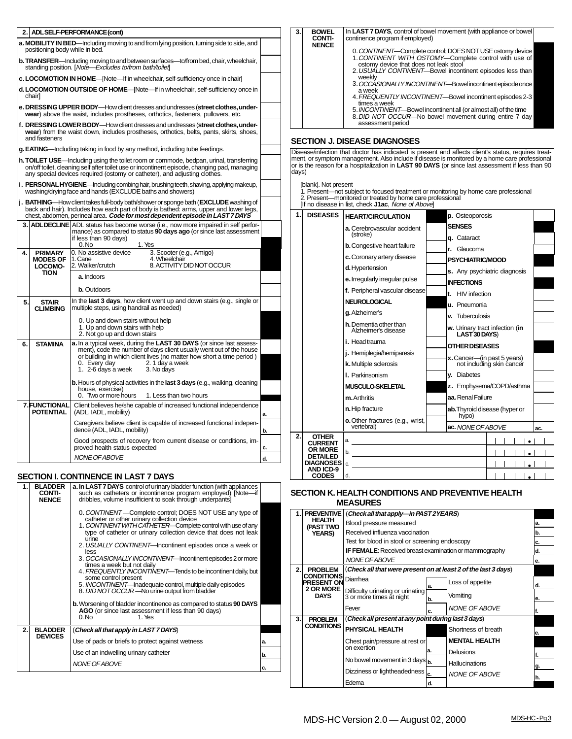## 2. ADL SELF-PERFORMANCE (cont)

| | |
|---|---|
| **a. MOBILITY IN BED**—Including moving to and from lying position, turning side to side, and positioning body while in bed. | |
| **b. TRANSFER**—Including moving to and between surfaces—to/from bed, chair, wheelchair, standing position. [*Note—Excludes to/from bath/toilet*] | |
| **c. LOCOMOTION IN HOME**—[Note—If in wheelchair, self-sufficiency once in chair] | |
| **d. LOCOMOTION OUTSIDE OF HOME**—[Note—If in wheelchair, self-sufficiency once in chair] | |
| **e. DRESSING UPPER BODY**—How client dresses and undresses (**street clothes, underwear**) above the waist, includes prostheses, orthotics, fasteners, pullovers, etc. | |
| **f. DRESSING LOWER BODY**—How client dresses and undresses (**street clothes, underwear**) from the waist down, includes prostheses, orthotics, belts, pants, skirts, shoes, and fasteners | |
| **g. EATING**—Including taking in food by any method, including tube feedings. | |
| **h. TOILET USE**—Including using the toilet room or commode, bedpan, urinal, transferring on/off toilet, cleaning self after toilet use or incontinent episode, changing pad, managing any special devices required (ostomy or catheter), and adjusting clothes. | |
| **i. PERSONAL HYGIENE**—Including combing hair, brushing teeth, shaving, applying makeup, washing/drying face and hands (EXCLUDE baths and showers) | |
| **j. BATHING**—How client takes full-body bath/shower or sponge bath (**EXCLUDE** washing of back and hair). Includes how each part of body is bathed: arms, upper and lower legs, chest, abdomen, perineal area. ***Code for most dependent episode in LAST 7 DAYS*** | |

| | | | |
|---|---|---|---|
| 3. | **ADL DECLINE** | ADL status has become worse (i.e., now more impaired in self performance) as compared to status **90 days ago** (or since last assessment if less than 90 days)<br>0. No 1. Yes | |
| 4. | **PRIMARY MODES OF LOCOMOTION** | 0. No assistive device 3. Scooter (e.g., Amigo)<br>1. Cane 4. Wheelchair<br>2. Walker/crutch 8. ACTIVITY DID NOT OCCUR | |
| | | **a.** Indoors | |
| | | **b.** Outdoors | |
| 5. | **STAIR CLIMBING** | In the **last 3 days**, how client went up and down stairs (e.g., single or multiple steps, using handrail as needed)<br>0. Up and down stairs without help<br>1. Up and down stairs with help<br>2. Not go up and down stairs | |
| 6. | **STAMINA** | **a.** In a typical week, during the **LAST 30 DAYS** (or since last assessment), code the number of days client usually went out of the house or building in which client lives (no matter how short a time period)<br>0. Every day 2. 1 day a week<br>1. 2-6 days a week 3. No days | |
| | | **b.** Hours of physical activities in the **last 3 days** (e.g., walking, cleaning house, exercise)<br>0. Two or more hours 1. Less than two hours | |
| 7. | **FUNCTIONAL POTENTIAL** | Client believes he/she capable of increased functional independence (ADL, IADL, mobility) | a. |
| | | Caregivers believe client is capable of increased functional independence (ADL, IADL, mobility) | b. |
| | | Good prospects of recovery from current disease or conditions, improved health status expected | c. |
| | | *NONE OF ABOVE* | d. |

## SECTION I. CONTINENCE IN LAST 7 DAYS

| | | | |
|---|---|---|---|
| 1. | **BLADDER CONTINENCE** | **a.** In **LAST 7 DAYS** control of urinary bladder function (with appliances such as catheters or incontinence program employed) [Note—if dribbles, volume insufficient to soak through underpants]<br>0. *CONTINENT*—Complete control; DOES NOT USE any type of catheter or other urinary collection device<br>1. *CONTINENT WITH CATHETER*—Complete control with use of any type of catheter or urinary collection device that does not leak urine<br>2. *USUALLY CONTINENT*—Incontinent episodes once a week or less<br>3. *OCCASIONALLY INCONTINENT*—Incontinent episodes 2 or more times a week but not daily<br>4. *FREQUENTLY INCONTINENT*—Tends to be incontinent daily, but some control present<br>5. *INCONTINENT*—Inadequate control, multiple daily episodes<br>8. *DID NOT OCCUR*—No urine output from bladder | |
| | | **b.** Worsening of bladder incontinence as compared to status **90 DAYS AGO** (or since last assessment if less than 90 days)<br>0. No 1. Yes | |
| 2. | **BLADDER DEVICES** | (***Check all that apply in LAST 7 DAYS***) | |
| | | Use of pads or briefs to protect against wetness | a. |
| | | Use of an indwelling urinary catheter | b. |
| | | *NONE OF ABOVE* | c. |
| 3. | **BOWEL CONTINENCE** | In **LAST 7 DAYS**, control of bowel movement (with appliance or bowel continence program if employed)<br>0. *CONTINENT*—Complete control; DOES NOT USE ostomy device<br>1. *CONTINENT WITH OSTOMY*—Complete control with use of ostomy device that does not leak stool<br>2. *USUALLY CONTINENT*—Bowel incontinent episodes less than weekly<br>3. *OCCASIONALLY INCONTINENT*—Bowel incontinent episode once a week<br>4. *FREQUENTLY INCONTINENT*—Bowel incontinent episodes 2-3 times a week<br>5. *INCONTINENT*—Bowel incontinent all (or almost all) of the time<br>8. *DID NOT OCCUR*—No bowel movement during entire 7 day assessment period | |

## SECTION J. DISEASE DIAGNOSES

Disease/infection that doctor has indicated is present and affects client's status, requires treatment, or symptom management. Also include if disease is monitored by a home care professional or is the reason for a hospitalization in **LAST 90 DAYS** (or since last assessment if less than 90 days)

[blank]. Not present
1. Present—not subject to focused treatment or monitoring by home care professional
2. Present—monitored or treated by home care professional
[If no disease in list, check **J1ac**, *None of Above*]

**1. DISEASES**

| | | | |
|---|---|---|---|
| **HEART/CIRCULATION** | | **p.** Osteoporosis | |
| **a.** Cerebrovascular accident (stroke) | | **SENSES** | |
| **b.** Congestive heart failure | | **q.** Cataract | |
| **c.** Coronary artery disease | | **r.** Glaucoma | |
| **d.** Hypertension | | **PSYCHIATRIC/MOOD** | |
| **e.** Irregularly irregular pulse | | **s.** Any psychiatric diagnosis | |
| **f.** Peripheral vascular disease | | **INFECTIONS** | |
| **NEUROLOGICAL** | | **t.** HIV infection | |
| **g.** Alzheimer's | | **u.** Pneumonia | |
| **h.** Dementia other than Alzheimer's disease | | **v.** Tuberculosis | |
| **i.** Head trauma | | **w.** Urinary tract infection (**in LAST 30 DAYS**) | |
| **j.** Hemiplegia/hemiparesis | | **OTHER DISEASES** | |
| **k.** Multiple sclerosis | | **x.** Cancer—(in past 5 years) not including skin cancer | |
| **l.** Parkinsonism | | **y.** Diabetes | |
| **MUSCULO-SKELETAL** | | **z.** Emphysema/COPD/asthma | |
| **m.** Arthritis | | **aa.** Renal Failure | |
| **n.** Hip fracture | | **ab.** Thyroid disease (hyper or hypo) | |
| **o.** Other fractures (e.g., wrist, vertebral) | | **ac.** *NONE OF ABOVE* | ac. |

**2. OTHER CURRENT OR MORE DETAILED DIAGNOSES AND ICD-9 CODES**

| | |
|---|---|
| a. | \_ \_ \_ . \_ \_ |
| b. | \_ \_ \_ . \_ \_ |
| c. | \_ \_ \_ . \_ \_ |
| d. | \_ \_ \_ . \_ \_ |

## SECTION K. HEALTH CONDITIONS AND PREVENTIVE HEALTH MEASURES

| | | | |
|---|---|---|---|
| 1. | **PREVENTIVE HEALTH (PAST TWO YEARS)** | (***Check all that apply—in PAST 2 YEARS***) | |
| | | Blood pressure measured | a. |
| | | Received influenza vaccination | b. |
| | | Test for blood in stool or screening endoscopy | c. |
| | | **IF FEMALE**: Received breast examination or mammography | d. |
| | | *NONE OF ABOVE* | e. |

| | | | | | |
|---|---|---|---|---|---|
| 2. | **PROBLEM CONDITIONS PRESENT ON 2 OR MORE DAYS** | (***Check all that were present on at least 2 of the last 3 days***) | | | |
| | | Diarrhea | a. | Loss of appetite | d. |
| | | Difficulty urinating or urinating 3 or more times at night | b. | Vomiting | e. |
| | | Fever | c. | *NONE OF ABOVE* | f. |
| 3. | **PROBLEM CONDITIONS** | (***Check all present at any point during last 3 days***) | | | |
| | | **PHYSICAL HEALTH** | | Shortness of breath | e. |
| | | Chest pain/pressure at rest or on exertion | a. | **MENTAL HEALTH** | |
| | | No bowel movement in 3 days | b. | Delusions | f. |
| | | Dizziness or lightheadedness | c. | Hallucinations | g. |
| | | Edema | d. | *NONE OF ABOVE* | h. |

MDS-HC Version 2.0 — August 02, 2000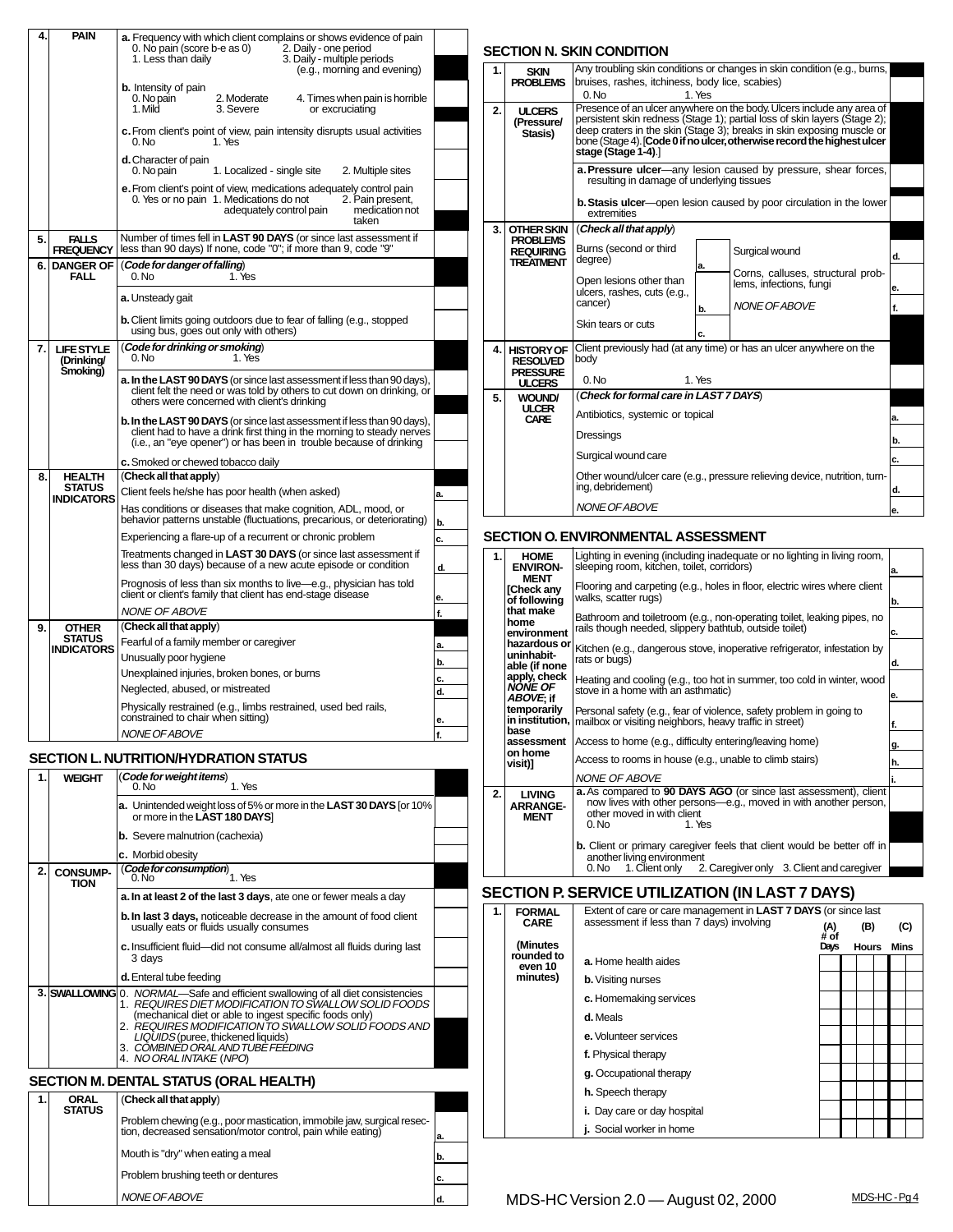| | | | |
|---|---|---|---|
| 4. | PAIN | a. Frequency with which client complains or shows evidence of pain<br>0. No pain (score b-e as 0)  1. Less than daily  2. Daily - one period  3. Daily - multiple periods (e.g., morning and evening) | |
| | | b. Intensity of pain<br>0. No pain  1. Mild  2. Moderate  3. Severe  4. Times when pain is horrible or excruciating | |
| | | c. From client's point of view, pain intensity disrupts usual activities<br>0. No  1. Yes | |
| | | d. Character of pain<br>0. No pain  1. Localized - single site  2. Multiple sites | |
| | | e. From client's point of view, medications adequately control pain<br>0. Yes or no pain  1. Medications do not adequately control pain  2. Pain present, medication not taken | |
| 5. | FALLS FREQUENCY | Number of times fell in **LAST 90 DAYS** (or since last assessment if less than 90 days) If none, code "0"; if more than 9, code "9" | |
| 6. | DANGER OF FALL | (*Code for danger of falling*)<br>0. No  1. Yes | |
| | | a. Unsteady gait | |
| | | b. Client limits going outdoors due to fear of falling (e.g., stopped using bus, goes out only with others) | |
| 7. | LIFE STYLE (Drinking/ Smoking) | (*Code for drinking or smoking*)<br>0. No  1. Yes | |
| | | **a. In the LAST 90 DAYS** (or since last assessment if less than 90 days), client felt the need or was told by others to cut down on drinking, or others were concerned with client's drinking | |
| | | **b. In the LAST 90 DAYS** (or since last assessment if less than 90 days), client had to have a drink first thing in the morning to steady nerves (i.e., an "eye opener") or has been in trouble because of drinking | |
| | | c. Smoked or chewed tobacco daily | |
| 8. | HEALTH STATUS INDICATORS | (**Check all that apply**) | |
| | | Client feels he/she has poor health (when asked) | a. |
| | | Has conditions or diseases that make cognition, ADL, mood, or behavior patterns unstable (fluctuations, precarious, or deteriorating) | b. |
| | | Experiencing a flare-up of a recurrent or chronic problem | c. |
| | | Treatments changed in **LAST 30 DAYS** (or since last assessment if less than 30 days) because of a new acute episode or condition | d. |
| | | Prognosis of less than six months to live—e.g., physician has told client or client's family that client has end-stage disease | e. |
| | | *NONE OF ABOVE* | f. |
| 9. | OTHER STATUS INDICATORS | (**Check all that apply**) | |
| | | Fearful of a family member or caregiver | a. |
| | | Unusually poor hygiene | b. |
| | | Unexplained injuries, broken bones, or burns | c. |
| | | Neglected, abused, or mistreated | d. |
| | | Physically restrained (e.g., limbs restrained, used bed rails, constrained to chair when sitting) | e. |
| | | *NONE OF ABOVE* | f. |

## SECTION L. NUTRITION/HYDRATION STATUS

| | | | |
|---|---|---|---|
| 1. | WEIGHT | (*Code for weight items*)<br>0. No  1. Yes | |
| | | a. Unintended weight loss of 5% or more in the **LAST 30 DAYS** [or 10% or more in the **LAST 180 DAYS**] | |
| | | b. Severe malnutrion (cachexia) | |
| | | c. Morbid obesity | |
| 2. | CONSUMP-TION | (*Code for consumption*)<br>0. No  1. Yes | |
| | | **a. In at least 2 of the last 3 days**, ate one or fewer meals a day | |
| | | **b. In last 3 days,** noticeable decrease in the amount of food client usually eats or fluids usually consumes | |
| | | c. Insufficient fluid—did not consume all/almost all fluids during last 3 days | |
| | | d. Enteral tube feeding | |
| 3. | SWALLOWING | 0. *NORMAL*—Safe and efficient swallowing of all diet consistencies<br>1. *REQUIRES DIET MODIFICATION TO SWALLOW SOLID FOODS* (mechanical diet or able to ingest specific foods only)<br>2. *REQUIRES MODIFICATION TO SWALLOW SOLID FOODS AND LIQUIDS* (puree, thickened liquids)<br>3. *COMBINED ORAL AND TUBE FEEDING*<br>4. *NO ORAL INTAKE* (*NPO*) | |

## SECTION M. DENTAL STATUS (ORAL HEALTH)

| | | | |
|---|---|---|---|
| 1. | ORAL STATUS | (**Check all that apply**) | |
| | | Problem chewing (e.g., poor mastication, immobile jaw, surgical resection, decreased sensation/motor control, pain while eating) | a. |
| | | Mouth is "dry" when eating a meal | b. |
| | | Problem brushing teeth or dentures | c. |
| | | *NONE OF ABOVE* | d. |

## SECTION N. SKIN CONDITION

| | | | |
|---|---|---|---|
| 1. | SKIN PROBLEMS | Any troubling skin conditions or changes in skin condition (e.g., burns, bruises, rashes, itchiness, body lice, scabies)<br>0. No  1. Yes | |
| 2. | ULCERS (Pressure/ Stasis) | Presence of an ulcer anywhere on the body. Ulcers include any area of persistent skin redness (Stage 1); partial loss of skin layers (Stage 2); deep craters in the skin (Stage 3); breaks in skin exposing muscle or bone (Stage 4). [**Code 0 if no ulcer, otherwise record the highest ulcer stage (Stage 1-4)**.] | |
| | | **a. Pressure ulcer**—any lesion caused by pressure, shear forces, resulting in damage of underlying tissues | |
| | | **b. Stasis ulcer**—open lesion caused by poor circulation in the lower extremities | |
| 3. | OTHER SKIN PROBLEMS REQUIRING TREATMENT | (*Check all that apply*) | |
| | | Burns (second or third degree) | a. |
| | | Open lesions other than ulcers, rashes, cuts (e.g., cancer) | b. |
| | | Skin tears or cuts | c. |
| | | Surgical wound | d. |
| | | Corns, calluses, structural problems, infections, fungi | e. |
| | | *NONE OF ABOVE* | f. |
| 4. | HISTORY OF RESOLVED PRESSURE ULCERS | Client previously had (at any time) or has an ulcer anywhere on the body<br>0. No  1. Yes | |
| 5. | WOUND/ ULCER CARE | (*Check for formal care in LAST 7 DAYS*) | |
| | | Antibiotics, systemic or topical | a. |
| | | Dressings | b. |
| | | Surgical wound care | c. |
| | | Other wound/ulcer care (e.g., pressure relieving device, nutrition, turning, debridement) | d. |
| | | *NONE OF ABOVE* | e. |

## SECTION O. ENVIRONMENTAL ASSESSMENT

| | | | |
|---|---|---|---|
| 1. | HOME ENVIRON-MENT [Check any of following that make home environment hazardous or uninhabitable (if none apply, check *NONE OF ABOVE*; if temporarily in institution, base assessment on home visit)] | Lighting in evening (including inadequate or no lighting in living room, sleeping room, kitchen, toilet, corridors) | a. |
| | | Flooring and carpeting (e.g., holes in floor, electric wires where client walks, scatter rugs) | b. |
| | | Bathroom and toiletroom (e.g., non-operating toilet, leaking pipes, no rails though needed, slippery bathtub, outside toilet) | c. |
| | | Kitchen (e.g., dangerous stove, inoperative refrigerator, infestation by rats or bugs) | d. |
| | | Heating and cooling (e.g., too hot in summer, too cold in winter, wood stove in a home with an asthmatic) | e. |
| | | Personal safety (e.g., fear of violence, safety problem in going to mailbox or visiting neighbors, heavy traffic in street) | f. |
| | | Access to home (e.g., difficulty entering/leaving home) | g. |
| | | Access to rooms in house (e.g., unable to climb stairs) | h. |
| | | *NONE OF ABOVE* | i. |
| 2. | LIVING ARRANGE-MENT | a. As compared to **90 DAYS AGO** (or since last assessment), client now lives with other persons—e.g., moved in with another person, other moved in with client<br>0. No  1. Yes | |
| | | b. Client or primary caregiver feels that client would be better off in another living environment<br>0. No  1. Client only  2. Caregiver only  3. Client and caregiver | |

## SECTION P. SERVICE UTILIZATION (IN LAST 7 DAYS)

| | | Extent of care or care management in **LAST 7 DAYS** (or since last assessment if less than 7 days) involving | (A) # of Days | (B) Hours | (C) Mins |
|---|---|---|---|---|---|
| 1. | FORMAL CARE (Minutes rounded to even 10 minutes) | a. Home health aides | | | |
| | | b. Visiting nurses | | | |
| | | c. Homemaking services | | | |
| | | d. Meals | | | |
| | | e. Volunteer services | | | |
| | | f. Physical therapy | | | |
| | | g. Occupational therapy | | | |
| | | h. Speech therapy | | | |
| | | i. Day care or day hospital | | | |
| | | j. Social worker in home | | | |

MDS-HC Version 2.0 — August 02, 2000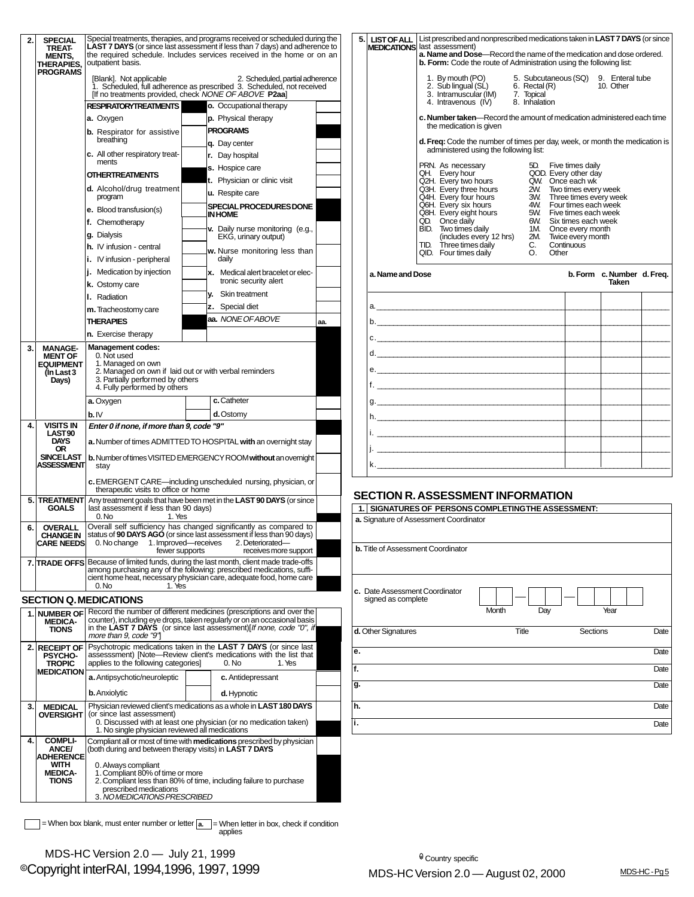| | | | | | |
|---|---|---|---|---|---|
| 2. | **SPECIAL TREATMENTS, THERAPIES, PROGRAMS** | Special treatments, therapies, and programs received or scheduled during the **LAST 7 DAYS** (or since last assessment if less than 7 days) and adherence to the required schedule. Includes services received in the home or on an outpatient basis.<br><br>[Blank]. Not applicable<br>1. Scheduled, full adherence as prescribed<br>2. Scheduled, partial adherence<br>3. Scheduled, not received<br>[If no treatments provided, check *NONE OF ABOVE* **P2aa**] | | | |
| | | **RESPIRATORY TREATMENTS** | | **o.** Occupational therapy | |
| | | **a.** Oxygen | | **p.** Physical therapy | |
| | | **b.** Respirator for assistive breathing | | **PROGRAMS** | |
| | | **c.** All other respiratory treatments | | **q.** Day center | |
| | | **OTHER TREATMENTS** | | **r.** Day hospital | |
| | | **d.** Alcohol/drug treatment program | | **s.** Hospice care | |
| | | **e.** Blood transfusion(s) | | **t.** Physician or clinic visit | |
| | | **f.** Chemotherapy | | **u.** Respite care | |
| | | **g.** Dialysis | | **SPECIAL PROCEDURES DONE IN HOME** | |
| | | **h.** IV infusion - central | | **v.** Daily nurse monitoring (e.g., EKG, urinary output) | |
| | | **i.** IV infusion - peripheral | | **w.** Nurse monitoring less than daily | |
| | | **j.** Medication by injection | | **x.** Medical alert bracelet or electronic security alert | |
| | | **k.** Ostomy care | | **y.** Skin treatment | |
| | | **l.** Radiation | | **z.** Special diet | |
| | | **m.** Tracheostomy care | | **aa.** *NONE OF ABOVE* | aa. |
| | | **THERAPIES** | | | |
| | | **n.** Exercise therapy | | | |
| 3. | **MANAGEMENT OF EQUIPMENT (In Last 3 Days)** | **Management codes:**<br>0. Not used<br>1. Managed on own<br>2. Managed on own if laid out or with verbal reminders<br>3. Partially performed by others<br>4. Fully performed by others | | | |
| | | **a.** Oxygen | | **c.** Catheter | |
| | | **b.** IV | | **d.** Ostomy | |
| 4. | **VISITS IN LAST 90 DAYS OR SINCE LAST ASSESSMENT** | *Enter 0 if none, if more than 9, code "9"* | | | |
| | | **a.** Number of times ADMITTED TO HOSPITAL **with** an overnight stay | | | |
| | | **b.** Number of times VISITED EMERGENCY ROOM **without** an overnight stay | | | |
| | | **c.** EMERGENT CARE—including unscheduled nursing, physician, or therapeutic visits to office or home | | | |
| 5. | **TREATMENT GOALS** | Any treatment goals that have been met in the **LAST 90 DAYS** (or since last assessment if less than 90 days)<br>0. No 1. Yes | | | |
| 6. | **OVERALL CHANGE IN CARE NEEDS** | Overall self sufficiency has changed significantly as compared to status of **90 DAYS AGO** (or since last assessment if less than 90 days)<br>0. No change 1. Improved—receives fewer supports 2. Deteriorated—receives more support | | | |
| 7. | **TRADE OFFS** | Because of limited funds, during the last month, client made trade-offs among purchasing any of the following: prescribed medications, sufficient home heat, necessary physician care, adequate food, home care<br>0. No 1. Yes | | | |

## SECTION Q. MEDICATIONS

| | | | | | |
|---|---|---|---|---|---|
| 1. | **NUMBER OF MEDICATIONS** | Record the number of different medicines (prescriptions and over the counter), including eye drops, taken regularly or on an occasional basis in the **LAST 7 DAYS** (or since last assessment)[*If none, code "0", if more than 9, code "9"*] | | | |
| 2. | **RECEIPT OF PSYCHOTROPIC MEDICATION** | Psychotropic medications taken in the **LAST 7 DAYS** (or since last assesssment) [Note—Review client's medications with the list that applies to the following categories] 0. No 1. Yes | | | |
| | | **a.** Antipsychotic/neuroleptic | | **c.** Antidepressant | |
| | | **b.** Anxiolytic | | **d.** Hypnotic | |
| 3. | **MEDICAL OVERSIGHT** | Physician reviewed client's medications as a whole in **LAST 180 DAYS** (or since last assessment)<br>0. Discussed with at least one physician (or no medication taken)<br>1. No single physician reviewed all medications | | | |
| 4. | **COMPLIANCE/ ADHERENCE WITH MEDICATIONS** | Compliant all or most of time with **medications** prescribed by physician (both during and between therapy visits) in **LAST 7 DAYS**<br><br>0. Always compliant<br>1. Compliant 80% of time or more<br>2. Compliant less than 80% of time, including failure to purchase prescribed medications<br>3. *NO MEDICATIONS PRESCRIBED* | | | |

[ ] = When box blank, must enter number or letter [a.] = When letter in box, check if condition applies

| | | |
|---|---|---|
| 5. | **LIST OF ALL MEDICATIONS** | List prescribed and nonprescribed medications taken in **LAST 7 DAYS** (or since last assessment)<br>**a. Name and Dose**—Record the name of the medication and dose ordered.<br>**b. Form:** Code the route of Administration using the following list:<br><br>1. By mouth (PO) 2. Sub lingual (SL) 3. Intramuscular (IM) 4. Intravenous (IV) 5. Subcutaneous (SQ) 6. Rectal (R) 7. Topical 8. Inhalation 9. Enteral tube 10. Other<br><br>**c. Number taken**—Record the amount of medication administered each time the medication is given<br><br>**d. Freq:** Code the number of times per day, week, or month the medication is administered using the following list:<br><br>PRN. As necessary; QH. Every hour; Q2H. Every two hours; Q3H. Every three hours; Q4H. Every four hours; Q6H. Every six hours; Q8H. Every eight hours; QD. Once daily; BID. Two times daily (includes every 12 hrs); TID. Three times daily; QID. Four times daily; 5D. Five times daily; QOD. Every other day; QW. Once each wk; 2W. Two times every week; 3W. Three times every week; 4W. Four times each week; 5W. Five times each week; 6W. Six times each week; 1M. Once every month; 2M. Twice every month; C. Continuous; O. Other |

| a. Name and Dose | b. Form | c. Number Taken | d. Freq. |
|---|---|---|---|
| a. | | | |
| b. | | | |
| c. | | | |
| d. | | | |
| e. | | | |
| f. | | | |
| g. | | | |
| h. | | | |
| i. | | | |
| j. | | | |
| k. | | | |

## SECTION R. ASSESSMENT INFORMATION

**1. SIGNATURES OF PERSONS COMPLETING THE ASSESSMENT:**

**a.** Signature of Assessment Coordinator

**b.** Title of Assessment Coordinator

**c.** Date Assessment Coordinator signed as complete [ ][ ] — [ ][ ] — [ ][ ][ ][ ]
Month Day Year

| **d.** Other Signatures | Title | Sections | Date |
|---|---|---|---|
| **e.** | | | Date |
| **f.** | | | Date |
| **g.** | | | Date |
| **h.** | | | Date |
| **i.** | | | Date |

MDS-HC Version 2.0 — July 21, 1999

©Copyright interRAI, 1994,1996, 1997, 1999

Country specific

MDS-HC Version 2.0 — August 02, 2000